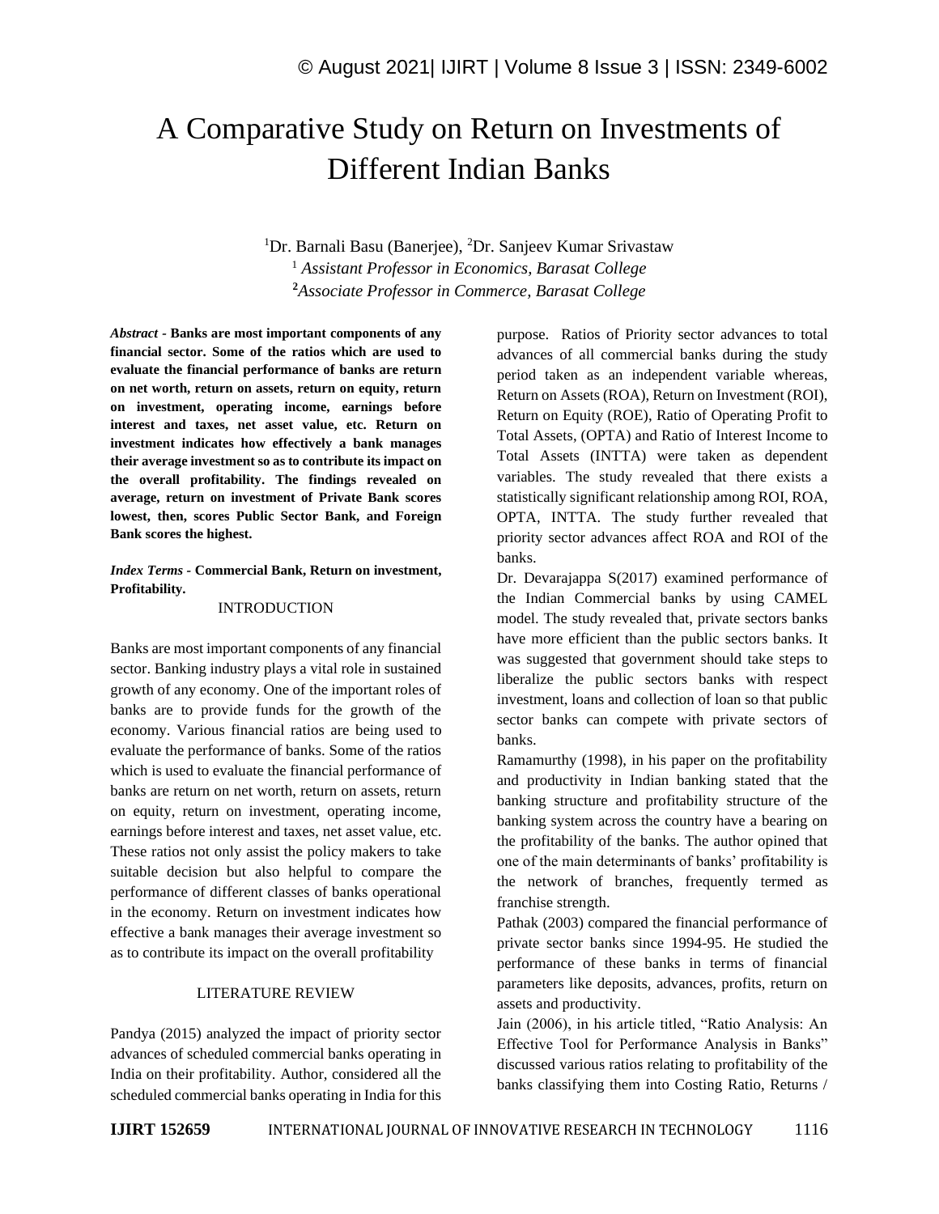# A Comparative Study on Return on Investments of Different Indian Banks

[1]Dr. Barnali Basu (Banerjee), [2]Dr. Sanjeev Kumar Srivastaw

[1] *Assistant Professor in Economics, Barasat College*

[2]*Associate Professor in Commerce, Barasat College*

***Abstract*** **- Banks are most important components of any financial sector. Some of the ratios which are used to evaluate the financial performance of banks are return on net worth, return on assets, return on equity, return on investment, operating income, earnings before interest and taxes, net asset value, etc. Return on investment indicates how effectively a bank manages their average investment so as to contribute its impact on the overall profitability. The findings revealed on average, return on investment of Private Bank scores lowest, then, scores Public Sector Bank, and Foreign Bank scores the highest.**

***Index Terms*** **- Commercial Bank, Return on investment, Profitability.**

## INTRODUCTION

Banks are most important components of any financial sector. Banking industry plays a vital role in sustained growth of any economy. One of the important roles of banks are to provide funds for the growth of the economy. Various financial ratios are being used to evaluate the performance of banks. Some of the ratios which is used to evaluate the financial performance of banks are return on net worth, return on assets, return on equity, return on investment, operating income, earnings before interest and taxes, net asset value, etc. These ratios not only assist the policy makers to take suitable decision but also helpful to compare the performance of different classes of banks operational in the economy. Return on investment indicates how effective a bank manages their average investment so as to contribute its impact on the overall profitability

## LITERATURE REVIEW

Pandya (2015) analyzed the impact of priority sector advances of scheduled commercial banks operating in India on their profitability. Author, considered all the scheduled commercial banks operating in India for this purpose. Ratios of Priority sector advances to total advances of all commercial banks during the study period taken as an independent variable whereas, Return on Assets (ROA), Return on Investment (ROI), Return on Equity (ROE), Ratio of Operating Profit to Total Assets, (OPTA) and Ratio of Interest Income to Total Assets (INTTA) were taken as dependent variables. The study revealed that there exists a statistically significant relationship among ROI, ROA, OPTA, INTTA. The study further revealed that priority sector advances affect ROA and ROI of the banks.

Dr. Devarajappa S(2017) examined performance of the Indian Commercial banks by using CAMEL model. The study revealed that, private sectors banks have more efficient than the public sectors banks. It was suggested that government should take steps to liberalize the public sectors banks with respect investment, loans and collection of loan so that public sector banks can compete with private sectors of banks.

Ramamurthy (1998), in his paper on the profitability and productivity in Indian banking stated that the banking structure and profitability structure of the banking system across the country have a bearing on the profitability of the banks. The author opined that one of the main determinants of banks' profitability is the network of branches, frequently termed as franchise strength.

Pathak (2003) compared the financial performance of private sector banks since 1994-95. He studied the performance of these banks in terms of financial parameters like deposits, advances, profits, return on assets and productivity.

Jain (2006), in his article titled, "Ratio Analysis: An Effective Tool for Performance Analysis in Banks" discussed various ratios relating to profitability of the banks classifying them into Costing Ratio, Returns /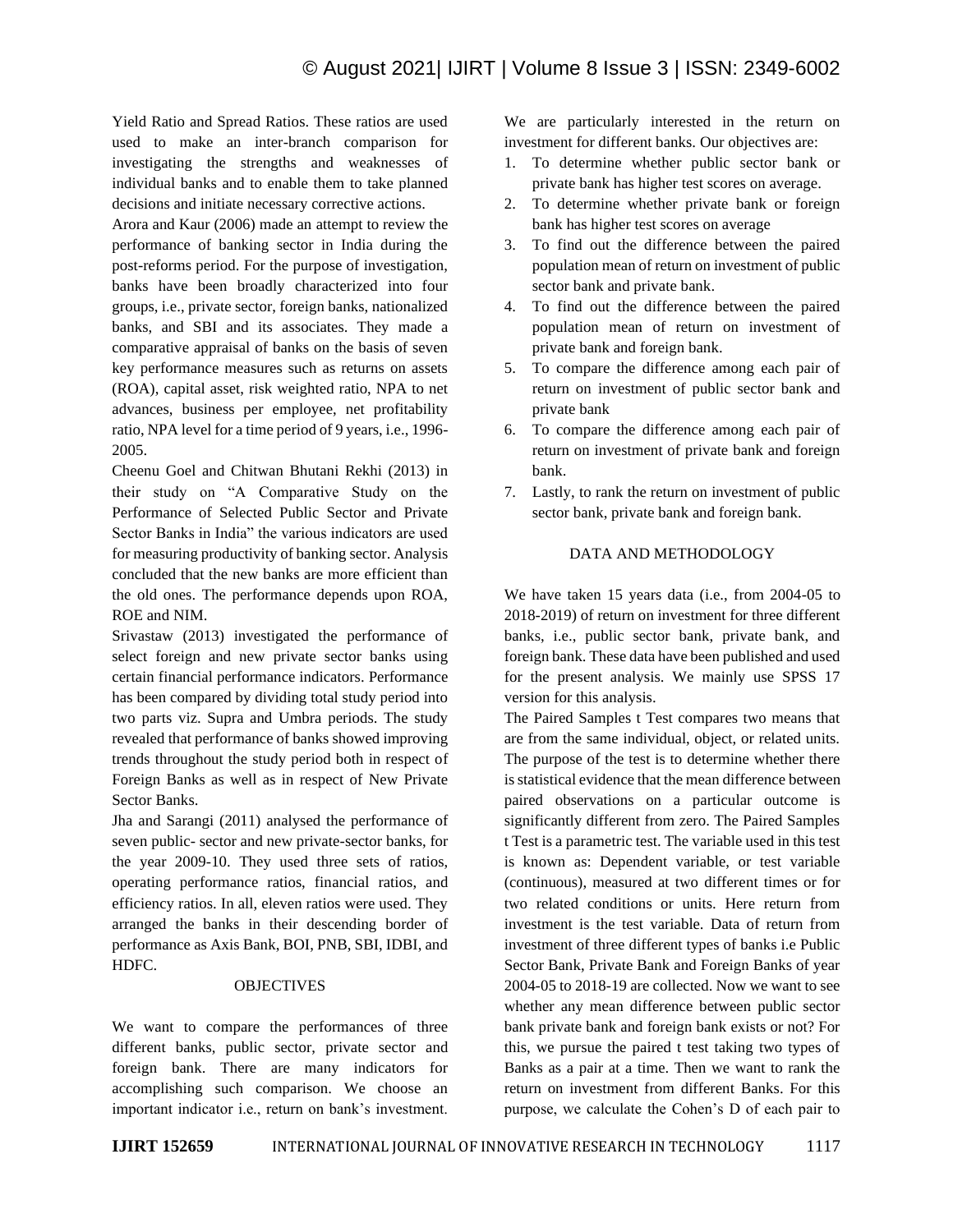Yield Ratio and Spread Ratios. These ratios are used used to make an inter-branch comparison for investigating the strengths and weaknesses of individual banks and to enable them to take planned decisions and initiate necessary corrective actions.

Arora and Kaur (2006) made an attempt to review the performance of banking sector in India during the post-reforms period. For the purpose of investigation, banks have been broadly characterized into four groups, i.e., private sector, foreign banks, nationalized banks, and SBI and its associates. They made a comparative appraisal of banks on the basis of seven key performance measures such as returns on assets (ROA), capital asset, risk weighted ratio, NPA to net advances, business per employee, net profitability ratio, NPA level for a time period of 9 years, i.e., 1996-2005.

Cheenu Goel and Chitwan Bhutani Rekhi (2013) in their study on "A Comparative Study on the Performance of Selected Public Sector and Private Sector Banks in India" the various indicators are used for measuring productivity of banking sector. Analysis concluded that the new banks are more efficient than the old ones. The performance depends upon ROA, ROE and NIM.

Srivastaw (2013) investigated the performance of select foreign and new private sector banks using certain financial performance indicators. Performance has been compared by dividing total study period into two parts viz. Supra and Umbra periods. The study revealed that performance of banks showed improving trends throughout the study period both in respect of Foreign Banks as well as in respect of New Private Sector Banks.

Jha and Sarangi (2011) analysed the performance of seven public- sector and new private-sector banks, for the year 2009-10. They used three sets of ratios, operating performance ratios, financial ratios, and efficiency ratios. In all, eleven ratios were used. They arranged the banks in their descending border of performance as Axis Bank, BOI, PNB, SBI, IDBI, and HDFC.

## OBJECTIVES

We want to compare the performances of three different banks, public sector, private sector and foreign bank. There are many indicators for accomplishing such comparison. We choose an important indicator i.e., return on bank's investment. We are particularly interested in the return on investment for different banks. Our objectives are:

1. To determine whether public sector bank or private bank has higher test scores on average.
2. To determine whether private bank or foreign bank has higher test scores on average
3. To find out the difference between the paired population mean of return on investment of public sector bank and private bank.
4. To find out the difference between the paired population mean of return on investment of private bank and foreign bank.
5. To compare the difference among each pair of return on investment of public sector bank and private bank
6. To compare the difference among each pair of return on investment of private bank and foreign bank.
7. Lastly, to rank the return on investment of public sector bank, private bank and foreign bank.

## DATA AND METHODOLOGY

We have taken 15 years data (i.e., from 2004-05 to 2018-2019) of return on investment for three different banks, i.e., public sector bank, private bank, and foreign bank. These data have been published and used for the present analysis. We mainly use SPSS 17 version for this analysis.

The Paired Samples t Test compares two means that are from the same individual, object, or related units. The purpose of the test is to determine whether there is statistical evidence that the mean difference between paired observations on a particular outcome is significantly different from zero. The Paired Samples t Test is a parametric test. The variable used in this test is known as: Dependent variable, or test variable (continuous), measured at two different times or for two related conditions or units. Here return from investment is the test variable. Data of return from investment of three different types of banks i.e Public Sector Bank, Private Bank and Foreign Banks of year 2004-05 to 2018-19 are collected. Now we want to see whether any mean difference between public sector bank private bank and foreign bank exists or not? For this, we pursue the paired t test taking two types of Banks as a pair at a time. Then we want to rank the return on investment from different Banks. For this purpose, we calculate the Cohen's D of each pair to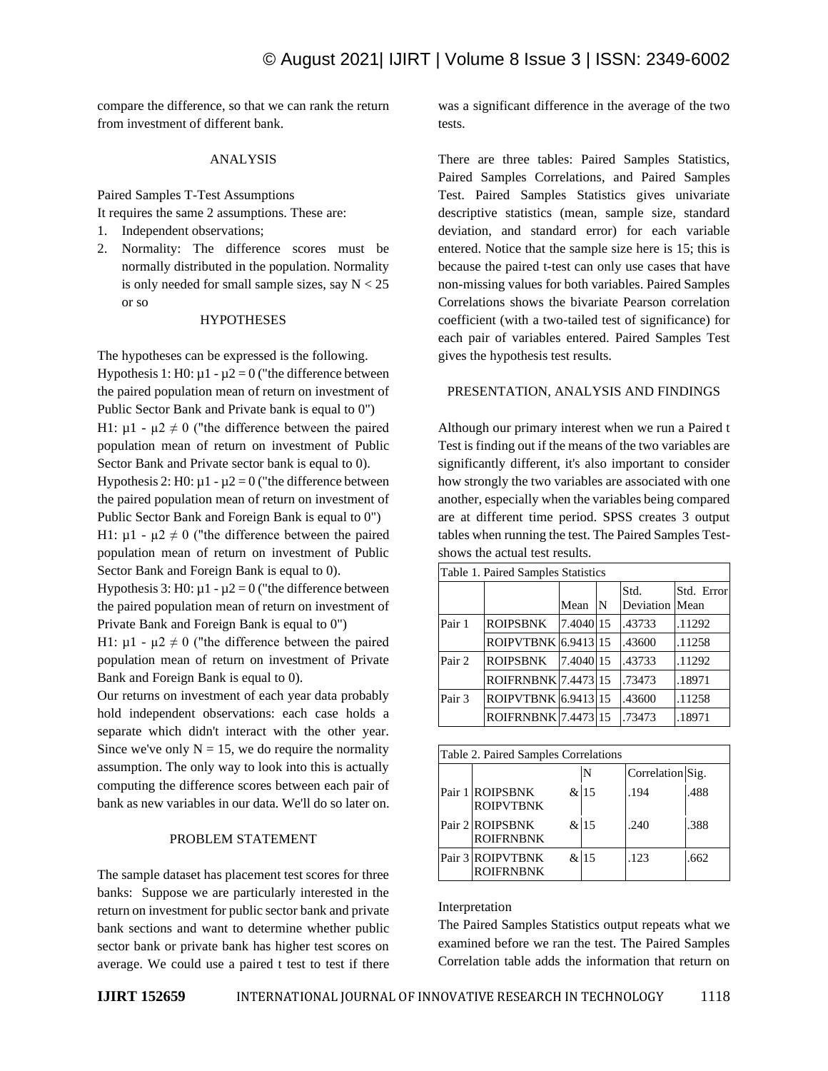compare the difference, so that we can rank the return from investment of different bank.

## ANALYSIS

Paired Samples T-Test Assumptions

It requires the same 2 assumptions. These are:

1. Independent observations;
2. Normality: The difference scores must be normally distributed in the population. Normality is only needed for small sample sizes, say $N < 25$ or so

## HYPOTHESES

The hypotheses can be expressed is the following.

Hypothesis 1: H0: $\mu1 - \mu2 = 0$ ("the difference between the paired population mean of return on investment of Public Sector Bank and Private bank is equal to 0")

H1: $\mu1 - \mu2 \neq 0$ ("the difference between the paired population mean of return on investment of Public Sector Bank and Private sector bank is equal to 0).

Hypothesis 2: H0: $\mu1 - \mu2 = 0$ ("the difference between the paired population mean of return on investment of Public Sector Bank and Foreign Bank is equal to 0")

H1: $\mu1 - \mu2 \neq 0$ ("the difference between the paired population mean of return on investment of Public Sector Bank and Foreign Bank is equal to 0).

Hypothesis 3: H0: $\mu1 - \mu2 = 0$ ("the difference between the paired population mean of return on investment of Private Bank and Foreign Bank is equal to 0")

H1: $\mu1 - \mu2 \neq 0$ ("the difference between the paired population mean of return on investment of Private Bank and Foreign Bank is equal to 0).

Our returns on investment of each year data probably hold independent observations: each case holds a separate which didn't interact with the other year. Since we've only $N = 15$, we do require the normality assumption. The only way to look into this is actually computing the difference scores between each pair of bank as new variables in our data. We'll do so later on.

## PROBLEM STATEMENT

The sample dataset has placement test scores for three banks: Suppose we are particularly interested in the return on investment for public sector bank and private bank sections and want to determine whether public sector bank or private bank has higher test scores on average. We could use a paired t test to test if there was a significant difference in the average of the two tests.

There are three tables: Paired Samples Statistics, Paired Samples Correlations, and Paired Samples Test. Paired Samples Statistics gives univariate descriptive statistics (mean, sample size, standard deviation, and standard error) for each variable entered. Notice that the sample size here is 15; this is because the paired t-test can only use cases that have non-missing values for both variables. Paired Samples Correlations shows the bivariate Pearson correlation coefficient (with a two-tailed test of significance) for each pair of variables entered. Paired Samples Test gives the hypothesis test results.

## PRESENTATION, ANALYSIS AND FINDINGS

Although our primary interest when we run a Paired t Test is finding out if the means of the two variables are significantly different, it's also important to consider how strongly the two variables are associated with one another, especially when the variables being compared are at different time period. SPSS creates 3 output tables when running the test. The Paired Samples Test- shows the actual test results.

Table 1. Paired Samples Statistics

| | | Mean | N | Std. Deviation | Std. Error Mean |
|---|---|---|---|---|---|
| Pair 1 | ROIPSBNK | 7.4040 | 15 | .43733 | .11292 |
| | ROIPVTBNK | 6.9413 | 15 | .43600 | .11258 |
| Pair 2 | ROIPSBNK | 7.4040 | 15 | .43733 | .11292 |
| | ROIFRNBNK | 7.4473 | 15 | .73473 | .18971 |
| Pair 3 | ROIPVTBNK | 6.9413 | 15 | .43600 | .11258 |
| | ROIFRNBNK | 7.4473 | 15 | .73473 | .18971 |

Table 2. Paired Samples Correlations

| | | N | Correlation | Sig. |
|---|---|---|---|---|
| Pair 1 | ROIPSBNK & ROIPVTBNK | 15 | .194 | .488 |
| Pair 2 | ROIPSBNK & ROIFRNBNK | 15 | .240 | .388 |
| Pair 3 | ROIPVTBNK & ROIFRNBNK | 15 | .123 | .662 |

Interpretation

The Paired Samples Statistics output repeats what we examined before we ran the test. The Paired Samples Correlation table adds the information that return on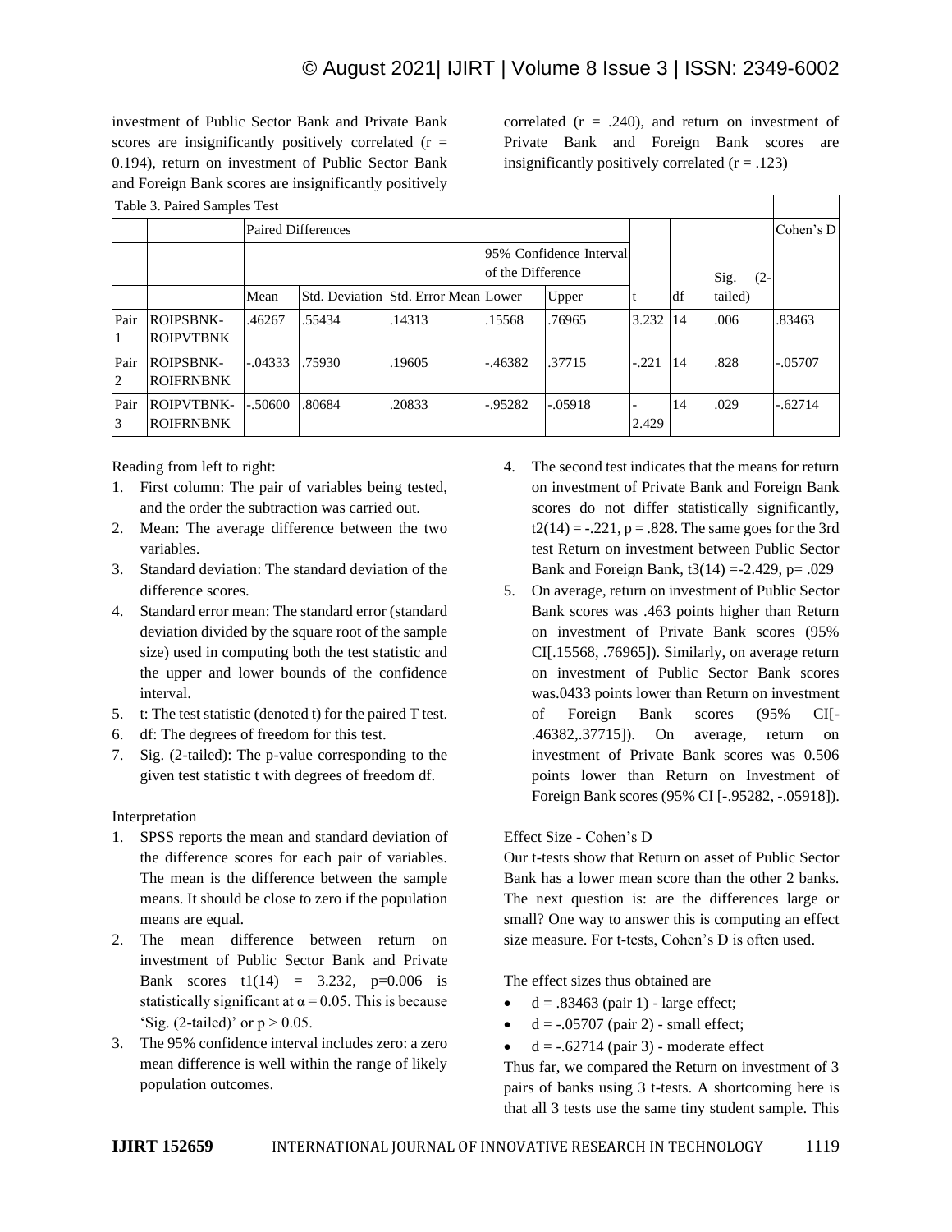investment of Public Sector Bank and Private Bank scores are insignificantly positively correlated (r = 0.194), return on investment of Public Sector Bank and Foreign Bank scores are insignificantly positively correlated (r = .240), and return on investment of Private Bank and Foreign Bank scores are insignificantly positively correlated (r = .123)

Table 3. Paired Samples Test

| | | Paired Differences | | | | | | | | Cohen's D |
|---|---|---|---|---|---|---|---|---|---|---|
| | | | | | 95% Confidence Interval of the Difference | | | | Sig. (2-tailed) | |
| | | Mean | Std. Deviation | Std. Error Mean | Lower | Upper | t | df | | |
| Pair 1 | ROIPSBNK-ROIPVTBNK | .46267 | .55434 | .14313 | .15568 | .76965 | 3.232 | 14 | .006 | .83463 |
| Pair 2 | ROIPSBNK-ROIFRNBNK | -.04333 | .75930 | .19605 | -.46382 | .37715 | -.221 | 14 | .828 | -.05707 |
| Pair 3 | ROIPVTBNK-ROIFRNBNK | -.50600 | .80684 | .20833 | -.95282 | -.05918 | -2.429 | 14 | .029 | -.62714 |

Reading from left to right:

1. First column: The pair of variables being tested, and the order the subtraction was carried out.
2. Mean: The average difference between the two variables.
3. Standard deviation: The standard deviation of the difference scores.
4. Standard error mean: The standard error (standard deviation divided by the square root of the sample size) used in computing both the test statistic and the upper and lower bounds of the confidence interval.
5. t: The test statistic (denoted t) for the paired T test.
6. df: The degrees of freedom for this test.
7. Sig. (2-tailed): The p-value corresponding to the given test statistic t with degrees of freedom df.

Interpretation

1. SPSS reports the mean and standard deviation of the difference scores for each pair of variables. The mean is the difference between the sample means. It should be close to zero if the population means are equal.
2. The mean difference between return on investment of Public Sector Bank and Private Bank scores $t1(14) = 3.232$, $p=0.006$ is statistically significant at $\alpha = 0.05$. This is because 'Sig. (2-tailed)' or $p > 0.05$.
3. The 95% confidence interval includes zero: a zero mean difference is well within the range of likely population outcomes.
4. The second test indicates that the means for return on investment of Private Bank and Foreign Bank scores do not differ statistically significantly, $t2(14) = -.221$, $p = .828$. The same goes for the 3rd test Return on investment between Public Sector Bank and Foreign Bank, $t3(14) =-2.429$, $p= .029$
5. On average, return on investment of Public Sector Bank scores was .463 points higher than Return on investment of Private Bank scores (95% CI[.15568, .76965]). Similarly, on average return on investment of Public Sector Bank scores was.0433 points lower than Return on investment of Foreign Bank scores (95% CI[-.46382,.37715]). On average, return on investment of Private Bank scores was 0.506 points lower than Return on Investment of Foreign Bank scores (95% CI [-.95282, -.05918]).

Effect Size - Cohen's D

Our t-tests show that Return on asset of Public Sector Bank has a lower mean score than the other 2 banks. The next question is: are the differences large or small? One way to answer this is computing an effect size measure. For t-tests, Cohen's D is often used.

The effect sizes thus obtained are

- d = .83463 (pair 1) - large effect;
- d = -.05707 (pair 2) - small effect;
- d = -.62714 (pair 3) - moderate effect

Thus far, we compared the Return on investment of 3 pairs of banks using 3 t-tests. A shortcoming here is that all 3 tests use the same tiny student sample. This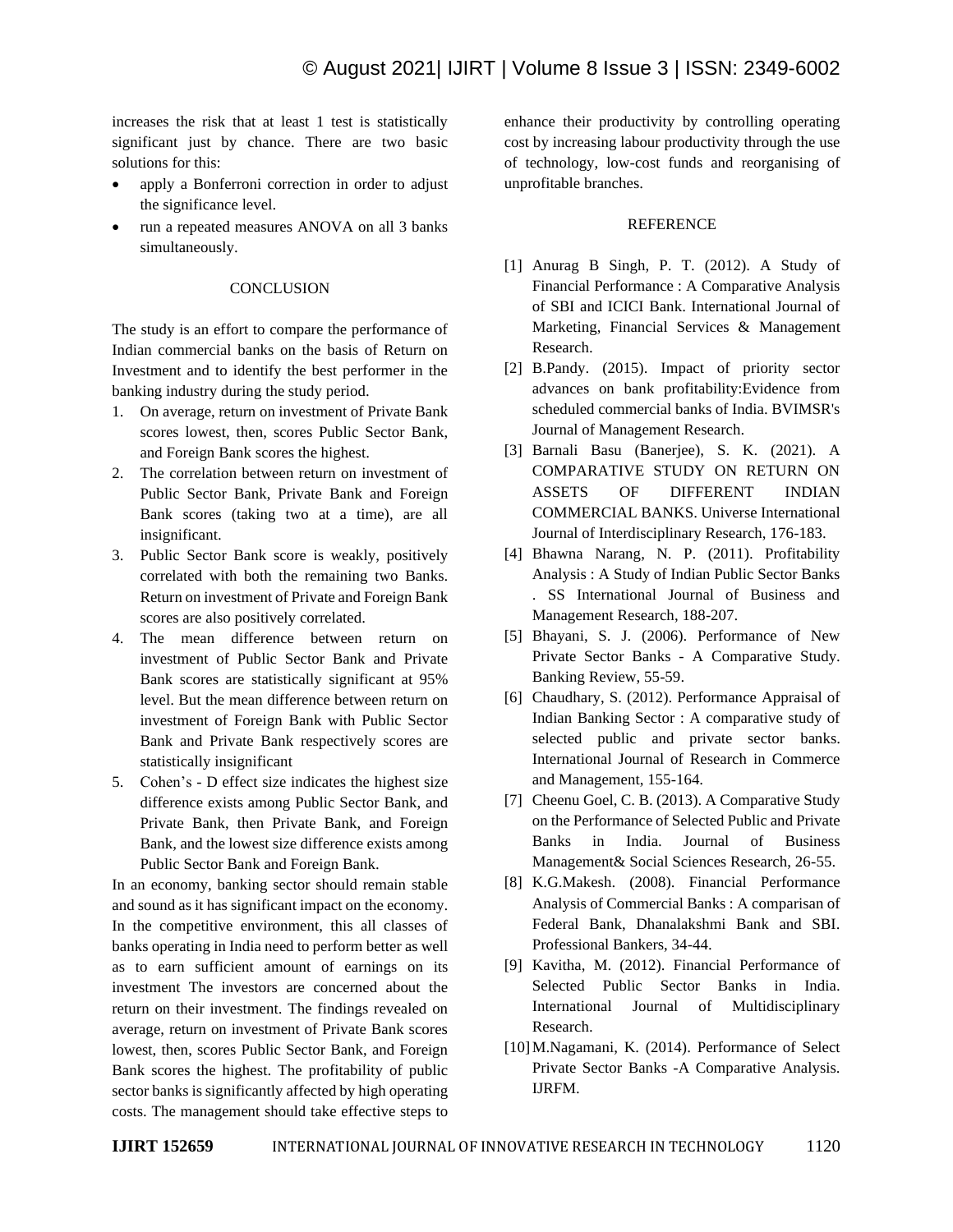increases the risk that at least 1 test is statistically significant just by chance. There are two basic solutions for this:

- apply a Bonferroni correction in order to adjust the significance level.
- run a repeated measures ANOVA on all 3 banks simultaneously.

## CONCLUSION

The study is an effort to compare the performance of Indian commercial banks on the basis of Return on Investment and to identify the best performer in the banking industry during the study period.

1. On average, return on investment of Private Bank scores lowest, then, scores Public Sector Bank, and Foreign Bank scores the highest.
2. The correlation between return on investment of Public Sector Bank, Private Bank and Foreign Bank scores (taking two at a time), are all insignificant.
3. Public Sector Bank score is weakly, positively correlated with both the remaining two Banks. Return on investment of Private and Foreign Bank scores are also positively correlated.
4. The mean difference between return on investment of Public Sector Bank and Private Bank scores are statistically significant at 95% level. But the mean difference between return on investment of Foreign Bank with Public Sector Bank and Private Bank respectively scores are statistically insignificant
5. Cohen's - D effect size indicates the highest size difference exists among Public Sector Bank, and Private Bank, then Private Bank, and Foreign Bank, and the lowest size difference exists among Public Sector Bank and Foreign Bank.

In an economy, banking sector should remain stable and sound as it has significant impact on the economy. In the competitive environment, this all classes of banks operating in India need to perform better as well as to earn sufficient amount of earnings on its investment The investors are concerned about the return on their investment. The findings revealed on average, return on investment of Private Bank scores lowest, then, scores Public Sector Bank, and Foreign Bank scores the highest. The profitability of public sector banks is significantly affected by high operating costs. The management should take effective steps to enhance their productivity by controlling operating cost by increasing labour productivity through the use of technology, low-cost funds and reorganising of unprofitable branches.

## REFERENCE

[1] Anurag B Singh, P. T. (2012). A Study of Financial Performance : A Comparative Analysis of SBI and ICICI Bank. International Journal of Marketing, Financial Services & Management Research.

[2] B.Pandy. (2015). Impact of priority sector advances on bank profitability:Evidence from scheduled commercial banks of India. BVIMSR's Journal of Management Research.

[3] Barnali Basu (Banerjee), S. K. (2021). A COMPARATIVE STUDY ON RETURN ON ASSETS OF DIFFERENT INDIAN COMMERCIAL BANKS. Universe International Journal of Interdisciplinary Research, 176-183.

[4] Bhawna Narang, N. P. (2011). Profitability Analysis : A Study of Indian Public Sector Banks . SS International Journal of Business and Management Research, 188-207.

[5] Bhayani, S. J. (2006). Performance of New Private Sector Banks - A Comparative Study. Banking Review, 55-59.

[6] Chaudhary, S. (2012). Performance Appraisal of Indian Banking Sector : A comparative study of selected public and private sector banks. International Journal of Research in Commerce and Management, 155-164.

[7] Cheenu Goel, C. B. (2013). A Comparative Study on the Performance of Selected Public and Private Banks in India. Journal of Business Management& Social Sciences Research, 26-55.

[8] K.G.Makesh. (2008). Financial Performance Analysis of Commercial Banks : A comparisan of Federal Bank, Dhanalakshmi Bank and SBI. Professional Bankers, 34-44.

[9] Kavitha, M. (2012). Financial Performance of Selected Public Sector Banks in India. International Journal of Multidisciplinary Research.

[10] M.Nagamani, K. (2014). Performance of Select Private Sector Banks -A Comparative Analysis. IJRFM.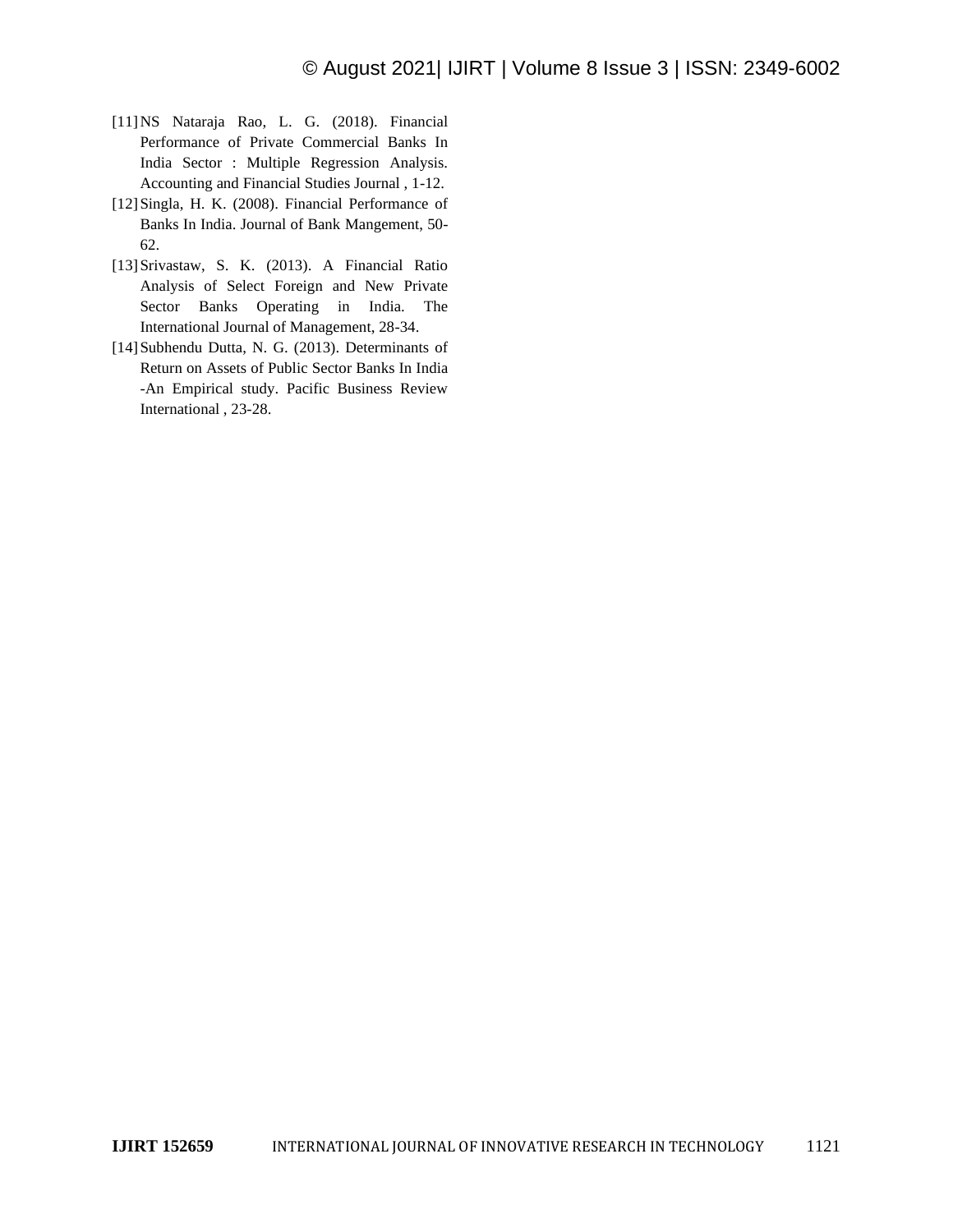[11] NS Nataraja Rao, L. G. (2018). Financial Performance of Private Commercial Banks In India Sector : Multiple Regression Analysis. Accounting and Financial Studies Journal , 1-12.

[12] Singla, H. K. (2008). Financial Performance of Banks In India. Journal of Bank Mangement, 50-62.

[13] Srivastaw, S. K. (2013). A Financial Ratio Analysis of Select Foreign and New Private Sector Banks Operating in India. The International Journal of Management, 28-34.

[14] Subhendu Dutta, N. G. (2013). Determinants of Return on Assets of Public Sector Banks In India -An Empirical study. Pacific Business Review International , 23-28.